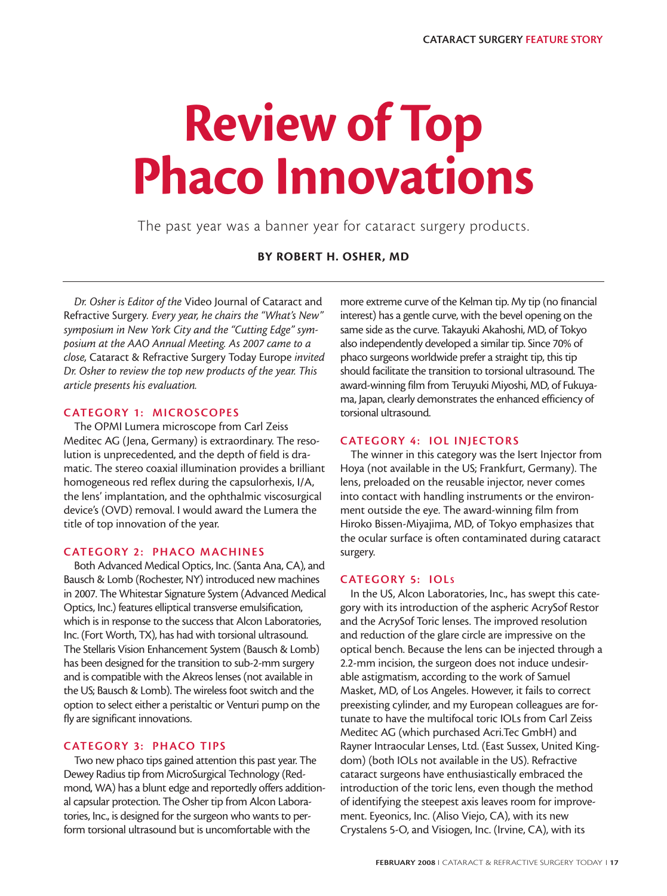# Review of Top Phaco Innovations

The past year was a banner year for cataract surgery products.

**BY ROBERT H. OSHER, MD**

*Dr. Osher is Editor of the* Video Journal of Cataract and Refractive Surgery*. Every year, he chairs the "What's New" symposium in New York City and the "Cutting Edge" symposium at the AAO Annual Meeting. As 2007 came to a close,* Cataract & Refractive Surgery Today Europe *invited Dr. Osher to review the top new products of the year. This article presents his evaluation.*

## CATEGORY 1: MICROSCOPES

The OPMI Lumera microscope from Carl Zeiss Meditec AG (Jena, Germany) is extraordinary. The resolution is unprecedented, and the depth of field is dramatic. The stereo coaxial illumination provides a brilliant homogeneous red reflex during the capsulorhexis, I/A, the lens' implantation, and the ophthalmic viscosurgical device's (OVD) removal. I would award the Lumera the title of top innovation of the year.

## CATEGORY 2: PHACO MACHINES

Both Advanced Medical Optics, Inc. (Santa Ana, CA), and Bausch & Lomb (Rochester, NY) introduced new machines in 2007. The Whitestar Signature System (Advanced Medical Optics, Inc.) features elliptical transverse emulsification, which is in response to the success that Alcon Laboratories, Inc. (Fort Worth, TX), has had with torsional ultrasound. The Stellaris Vision Enhancement System (Bausch & Lomb) has been designed for the transition to sub-2-mm surgery and is compatible with the Akreos lenses (not available in the US; Bausch & Lomb). The wireless foot switch and the option to select either a peristaltic or Venturi pump on the fly are significant innovations.

## CATEGORY 3: PHACO TIPS

Two new phaco tips gained attention this past year. The Dewey Radius tip from MicroSurgical Technology (Redmond, WA) has a blunt edge and reportedly offers additional capsular protection. The Osher tip from Alcon Laboratories, Inc., is designed for the surgeon who wants to perform torsional ultrasound but is uncomfortable with the more extreme curve of the Kelman tip. My tip (no financial interest) has a gentle curve, with the bevel opening on the same side as the curve. Takayuki Akahoshi, MD, of Tokyo also independently developed a similar tip. Since 70% of phaco surgeons worldwide prefer a straight tip, this tip should facilitate the transition to torsional ultrasound. The award-winning film from Teruyuki Miyoshi, MD, of Fukuyama, Japan, clearly demonstrates the enhanced efficiency of torsional ultrasound.

## CATEGORY 4: IOL INJECTORS

The winner in this category was the Isert Injector from Hoya (not available in the US; Frankfurt, Germany). The lens, preloaded on the reusable injector, never comes into contact with handling instruments or the environment outside the eye. The award-winning film from Hiroko Bissen-Miyajima, MD, of Tokyo emphasizes that the ocular surface is often contaminated during cataract surgery.

## CATEGORY 5: IOLs

In the US, Alcon Laboratories, Inc., has swept this category with its introduction of the aspheric AcrySof Restor and the AcrySof Toric lenses. The improved resolution and reduction of the glare circle are impressive on the optical bench. Because the lens can be injected through a 2.2-mm incision, the surgeon does not induce undesirable astigmatism, according to the work of Samuel Masket, MD, of Los Angeles. However, it fails to correct preexisting cylinder, and my European colleagues are fortunate to have the multifocal toric IOLs from Carl Zeiss Meditec AG (which purchased Acri.Tec GmbH) and Rayner Intraocular Lenses, Ltd. (East Sussex, United Kingdom) (both IOLs not available in the US). Refractive cataract surgeons have enthusiastically embraced the introduction of the toric lens, even though the method of identifying the steepest axis leaves room for improvement. Eyeonics, Inc. (Aliso Viejo, CA), with its new Crystalens 5-O, and Visiogen, Inc. (Irvine, CA), with its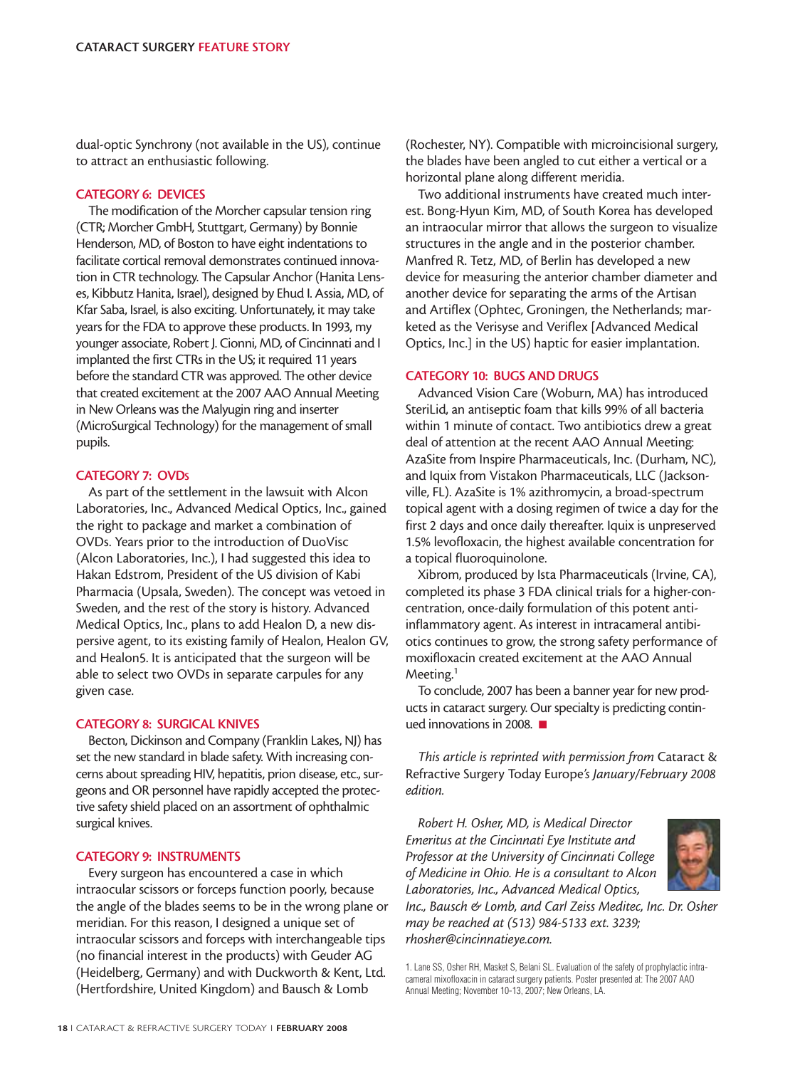dual-optic Synchrony (not available in the US), continue to attract an enthusiastic following.

## CATEGORY 6: DEVICES

The modification of the Morcher capsular tension ring (CTR; Morcher GmbH, Stuttgart, Germany) by Bonnie Henderson, MD, of Boston to have eight indentations to facilitate cortical removal demonstrates continued innovation in CTR technology. The Capsular Anchor (Hanita Lenses, Kibbutz Hanita, Israel), designed by Ehud I. Assia, MD, of Kfar Saba, Israel, is also exciting. Unfortunately, it may take years for the FDA to approve these products. In 1993, my younger associate, Robert J. Cionni, MD, of Cincinnati and I implanted the first CTRs in the US; it required 11 years before the standard CTR was approved. The other device that created excitement at the 2007 AAO Annual Meeting in New Orleans was the Malyugin ring and inserter (MicroSurgical Technology) for the management of small pupils.

## CATEGORY 7: OVDs

As part of the settlement in the lawsuit with Alcon Laboratories, Inc., Advanced Medical Optics, Inc., gained the right to package and market a combination of OVDs. Years prior to the introduction of DuoVisc (Alcon Laboratories, Inc.), I had suggested this idea to Hakan Edstrom, President of the US division of Kabi Pharmacia (Upsala, Sweden). The concept was vetoed in Sweden, and the rest of the story is history. Advanced Medical Optics, Inc., plans to add Healon D, a new dispersive agent, to its existing family of Healon, Healon GV, and Healon5. It is anticipated that the surgeon will be able to select two OVDs in separate carpules for any given case.

## CATEGORY 8: SURGICAL KNIVES

Becton, Dickinson and Company (Franklin Lakes, NJ) has set the new standard in blade safety. With increasing concerns about spreading HIV, hepatitis, prion disease, etc., surgeons and OR personnel have rapidly accepted the protective safety shield placed on an assortment of ophthalmic surgical knives.

## CATEGORY 9: INSTRUMENTS

Every surgeon has encountered a case in which intraocular scissors or forceps function poorly, because the angle of the blades seems to be in the wrong plane or meridian. For this reason, I designed a unique set of intraocular scissors and forceps with interchangeable tips (no financial interest in the products) with Geuder AG (Heidelberg, Germany) and with Duckworth & Kent, Ltd. (Hertfordshire, United Kingdom) and Bausch & Lomb (Rochester, NY). Compatible with microincisional surgery, the blades have been angled to cut either a vertical or a horizontal plane along different meridia.

Two additional instruments have created much interest. Bong-Hyun Kim, MD, of South Korea has developed an intraocular mirror that allows the surgeon to visualize structures in the angle and in the posterior chamber. Manfred R. Tetz, MD, of Berlin has developed a new device for measuring the anterior chamber diameter and another device for separating the arms of the Artisan and Artiflex (Ophtec, Groningen, the Netherlands; marketed as the Verisyse and Veriflex [Advanced Medical Optics, Inc.] in the US) haptic for easier implantation.

## CATEGORY 10: BUGS AND DRUGS

Advanced Vision Care (Woburn, MA) has introduced SteriLid, an antiseptic foam that kills 99% of all bacteria within 1 minute of contact. Two antibiotics drew a great deal of attention at the recent AAO Annual Meeting: AzaSite from Inspire Pharmaceuticals, Inc. (Durham, NC), and Iquix from Vistakon Pharmaceuticals, LLC (Jacksonville, FL). AzaSite is 1% azithromycin, a broad-spectrum topical agent with a dosing regimen of twice a day for the first 2 days and once daily thereafter. Iquix is unpreserved 1.5% levofloxacin, the highest available concentration for a topical fluoroquinolone.

Xibrom, produced by Ista Pharmaceuticals (Irvine, CA), completed its phase 3 FDA clinical trials for a higher-concentration, once-daily formulation of this potent anti-inflammatory agent. As interest in intracameral antibiotics continues to grow, the strong safety performance of moxifloxacin created excitement at the AAO Annual Meeting.[1]

To conclude, 2007 has been a banner year for new products in cataract surgery. Our specialty is predicting continued innovations in 2008. ■

*This article is reprinted with permission from* Cataract & Refractive Surgery Today Europe*'s January/February 2008 edition.*

*Robert H. Osher, MD, is Medical Director Emeritus at the Cincinnati Eye Institute and Professor at the University of Cincinnati College of Medicine in Ohio. He is a consultant to Alcon Laboratories, Inc., Advanced Medical Optics, Inc., Bausch & Lomb, and Carl Zeiss Meditec, Inc. Dr. Osher may be reached at (513) 984-5133 ext. 3239; rhosher@cincinnatieye.com.*

1. Lane SS, Osher RH, Masket S, Belani SL. Evaluation of the safety of prophylactic intracameral mixofloxacin in cataract surgery patients. Poster presented at: The 2007 AAO Annual Meeting; November 10-13, 2007; New Orleans, LA.